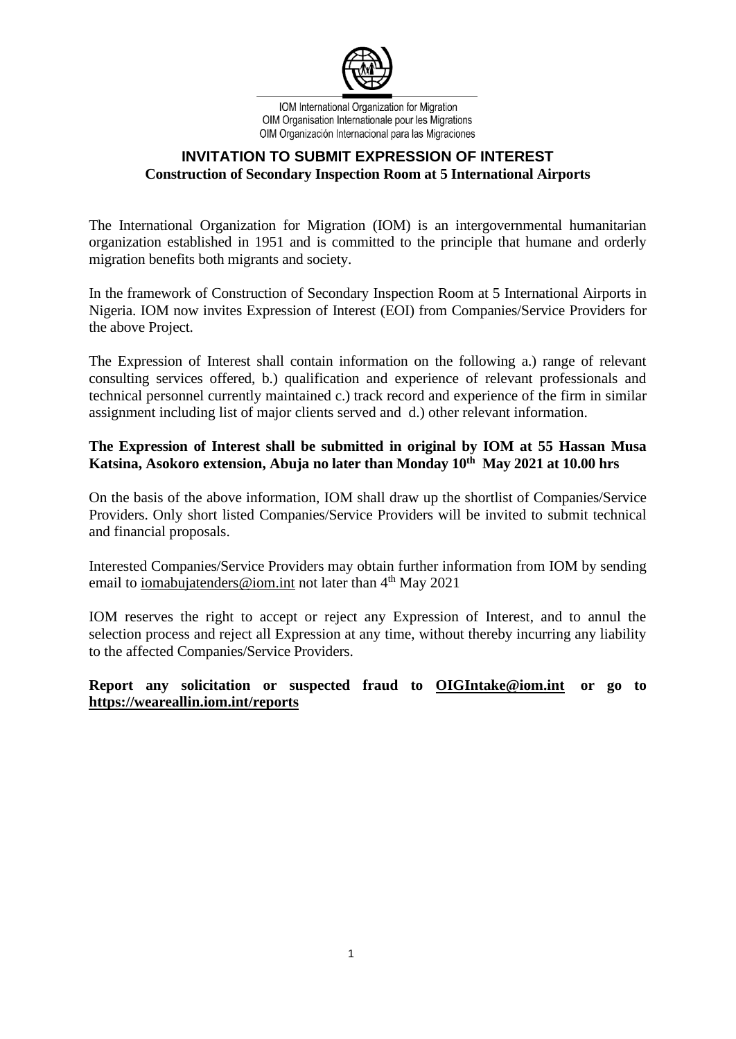IOM International Organization for Migration
OIM Organisation Internationale pour les Migrations
OIM Organización Internacional para las Migraciones

## INVITATION TO SUBMIT EXPRESSION OF INTEREST

### Construction of Secondary Inspection Room at 5 International Airports

The International Organization for Migration (IOM) is an intergovernmental humanitarian organization established in 1951 and is committed to the principle that humane and orderly migration benefits both migrants and society.

In the framework of Construction of Secondary Inspection Room at 5 International Airports in Nigeria. IOM now invites Expression of Interest (EOI) from Companies/Service Providers for the above Project.

The Expression of Interest shall contain information on the following a.) range of relevant consulting services offered, b.) qualification and experience of relevant professionals and technical personnel currently maintained c.) track record and experience of the firm in similar assignment including list of major clients served and d.) other relevant information.

**The Expression of Interest shall be submitted in original by IOM at 55 Hassan Musa Katsina, Asokoro extension, Abuja no later than Monday 10th May 2021 at 10.00 hrs**

On the basis of the above information, IOM shall draw up the shortlist of Companies/Service Providers. Only short listed Companies/Service Providers will be invited to submit technical and financial proposals.

Interested Companies/Service Providers may obtain further information from IOM by sending email to iomabujatenders@iom.int not later than 4th May 2021

IOM reserves the right to accept or reject any Expression of Interest, and to annul the selection process and reject all Expression at any time, without thereby incurring any liability to the affected Companies/Service Providers.

**Report any solicitation or suspected fraud to OIGIntake@iom.int or go to https://weareallin.iom.int/reports**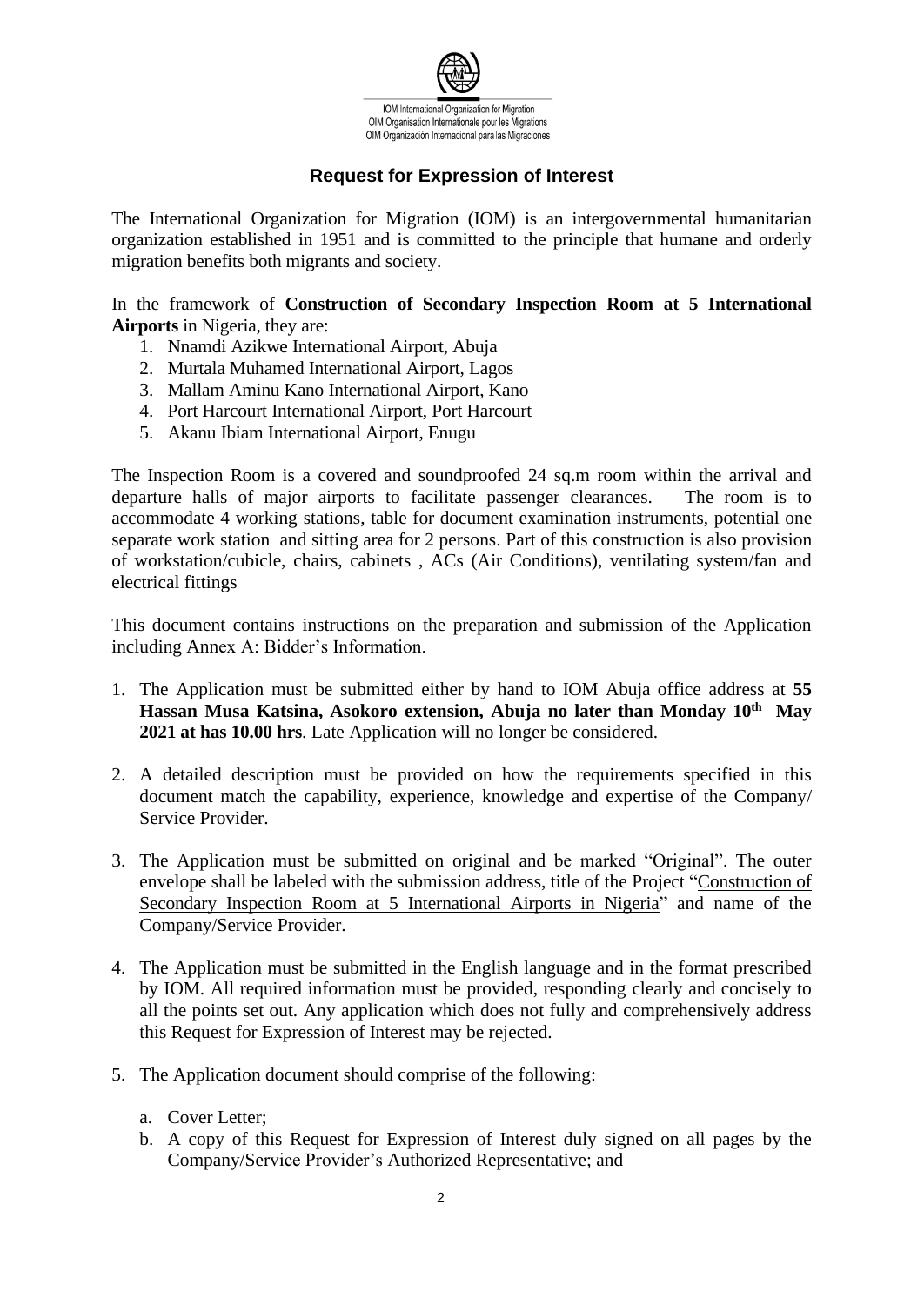IOM International Organization for Migration
OIM Organisation Internationale pour les Migrations
OIM Organización Internacional para las Migraciones

## Request for Expression of Interest

The International Organization for Migration (IOM) is an intergovernmental humanitarian organization established in 1951 and is committed to the principle that humane and orderly migration benefits both migrants and society.

In the framework of **Construction of Secondary Inspection Room at 5 International Airports** in Nigeria, they are:

1. Nnamdi Azikwe International Airport, Abuja
2. Murtala Muhamed International Airport, Lagos
3. Mallam Aminu Kano International Airport, Kano
4. Port Harcourt International Airport, Port Harcourt
5. Akanu Ibiam International Airport, Enugu

The Inspection Room is a covered and soundproofed 24 sq.m room within the arrival and departure halls of major airports to facilitate passenger clearances. The room is to accommodate 4 working stations, table for document examination instruments, potential one separate work station and sitting area for 2 persons. Part of this construction is also provision of workstation/cubicle, chairs, cabinets , ACs (Air Conditions), ventilating system/fan and electrical fittings

This document contains instructions on the preparation and submission of the Application including Annex A: Bidder's Information.

1. The Application must be submitted either by hand to IOM Abuja office address at **55 Hassan Musa Katsina, Asokoro extension, Abuja no later than Monday 10th May 2021 at has 10.00 hrs**. Late Application will no longer be considered.

2. A detailed description must be provided on how the requirements specified in this document match the capability, experience, knowledge and expertise of the Company/ Service Provider.

3. The Application must be submitted on original and be marked "Original". The outer envelope shall be labeled with the submission address, title of the Project "Construction of Secondary Inspection Room at 5 International Airports in Nigeria" and name of the Company/Service Provider.

4. The Application must be submitted in the English language and in the format prescribed by IOM. All required information must be provided, responding clearly and concisely to all the points set out. Any application which does not fully and comprehensively address this Request for Expression of Interest may be rejected.

5. The Application document should comprise of the following:

   a. Cover Letter;
   b. A copy of this Request for Expression of Interest duly signed on all pages by the Company/Service Provider's Authorized Representative; and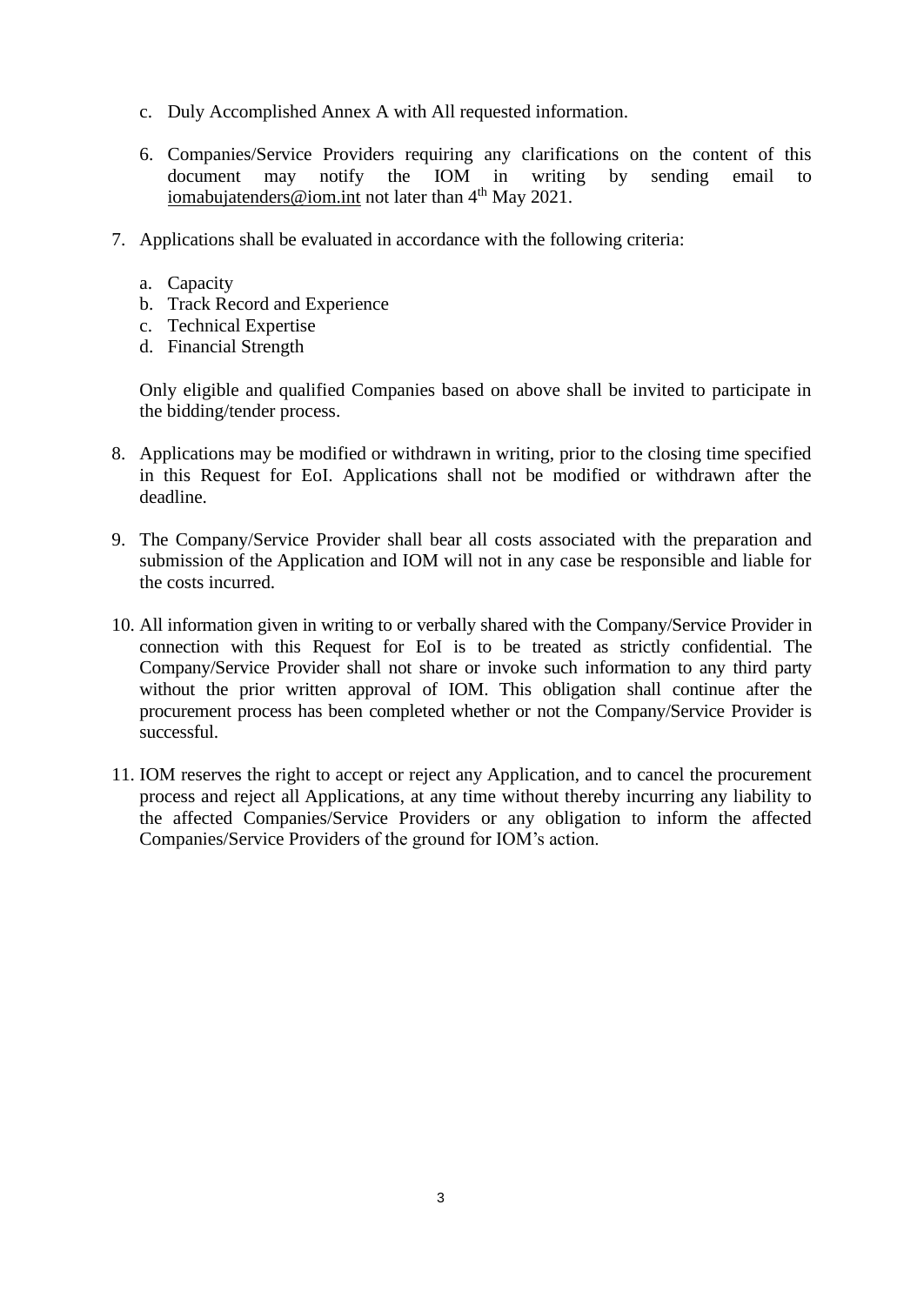c. Duly Accomplished Annex A with All requested information.

6. Companies/Service Providers requiring any clarifications on the content of this document may notify the IOM in writing by sending email to iomabujatenders@iom.int not later than 4th May 2021.

7. Applications shall be evaluated in accordance with the following criteria:

   a. Capacity
   b. Track Record and Experience
   c. Technical Expertise
   d. Financial Strength

   Only eligible and qualified Companies based on above shall be invited to participate in the bidding/tender process.

8. Applications may be modified or withdrawn in writing, prior to the closing time specified in this Request for EoI. Applications shall not be modified or withdrawn after the deadline.

9. The Company/Service Provider shall bear all costs associated with the preparation and submission of the Application and IOM will not in any case be responsible and liable for the costs incurred.

10. All information given in writing to or verbally shared with the Company/Service Provider in connection with this Request for EoI is to be treated as strictly confidential. The Company/Service Provider shall not share or invoke such information to any third party without the prior written approval of IOM. This obligation shall continue after the procurement process has been completed whether or not the Company/Service Provider is successful.

11. IOM reserves the right to accept or reject any Application, and to cancel the procurement process and reject all Applications, at any time without thereby incurring any liability to the affected Companies/Service Providers or any obligation to inform the affected Companies/Service Providers of the ground for IOM's action.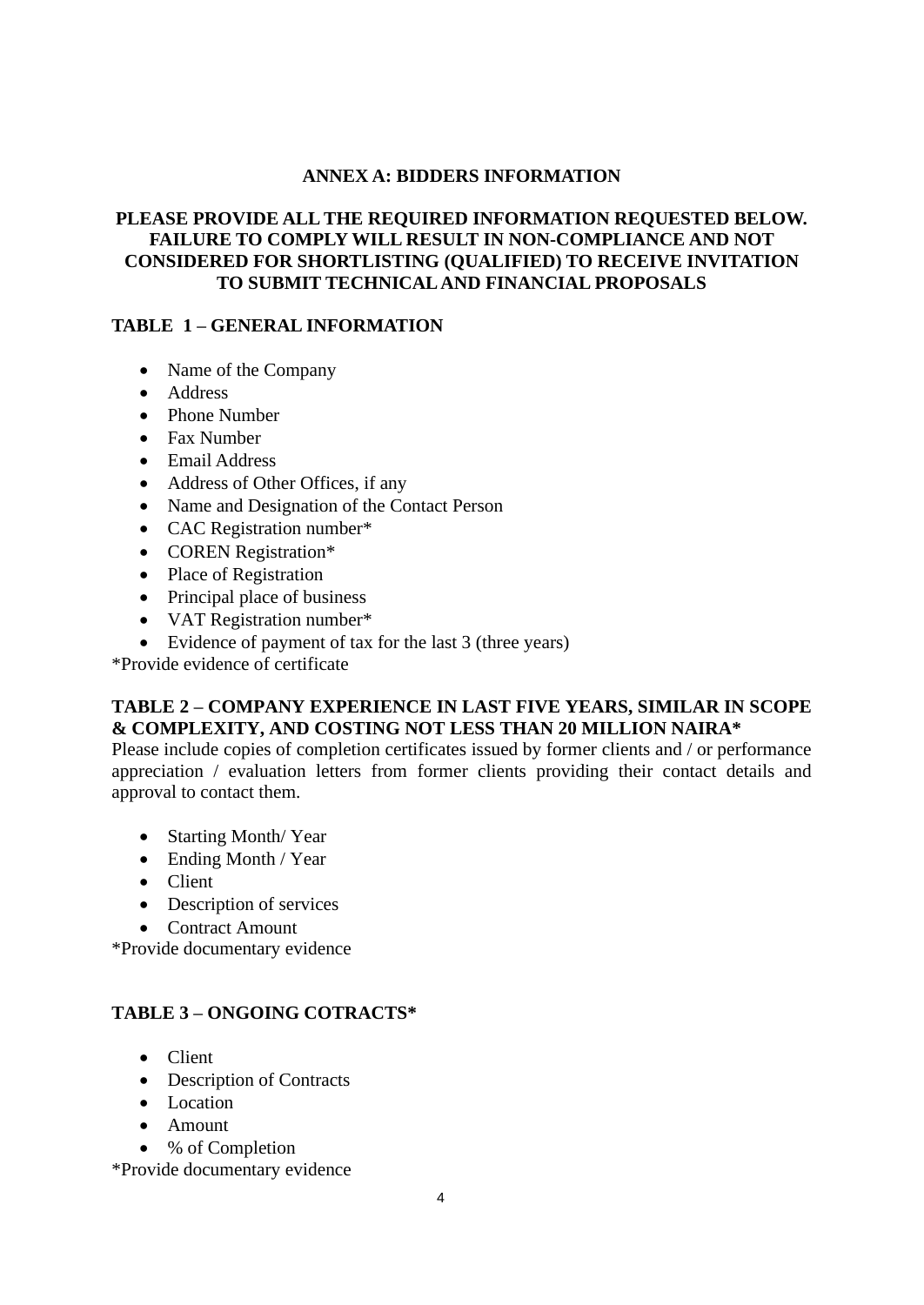**ANNEX A: BIDDERS INFORMATION**

**PLEASE PROVIDE ALL THE REQUIRED INFORMATION REQUESTED BELOW. FAILURE TO COMPLY WILL RESULT IN NON-COMPLIANCE AND NOT CONSIDERED FOR SHORTLISTING (QUALIFIED) TO RECEIVE INVITATION TO SUBMIT TECHNICAL AND FINANCIAL PROPOSALS**

**TABLE 1 – GENERAL INFORMATION**

- Name of the Company
- Address
- Phone Number
- Fax Number
- Email Address
- Address of Other Offices, if any
- Name and Designation of the Contact Person
- CAC Registration number*
- COREN Registration*
- Place of Registration
- Principal place of business
- VAT Registration number*
- Evidence of payment of tax for the last 3 (three years)

*Provide evidence of certificate

**TABLE 2 – COMPANY EXPERIENCE IN LAST FIVE YEARS, SIMILAR IN SCOPE & COMPLEXITY, AND COSTING NOT LESS THAN 20 MILLION NAIRA***

Please include copies of completion certificates issued by former clients and / or performance appreciation / evaluation letters from former clients providing their contact details and approval to contact them.

- Starting Month/ Year
- Ending Month / Year
- Client
- Description of services
- Contract Amount

*Provide documentary evidence

**TABLE 3 – ONGOING COTRACTS***

- Client
- Description of Contracts
- Location
- Amount
- % of Completion

*Provide documentary evidence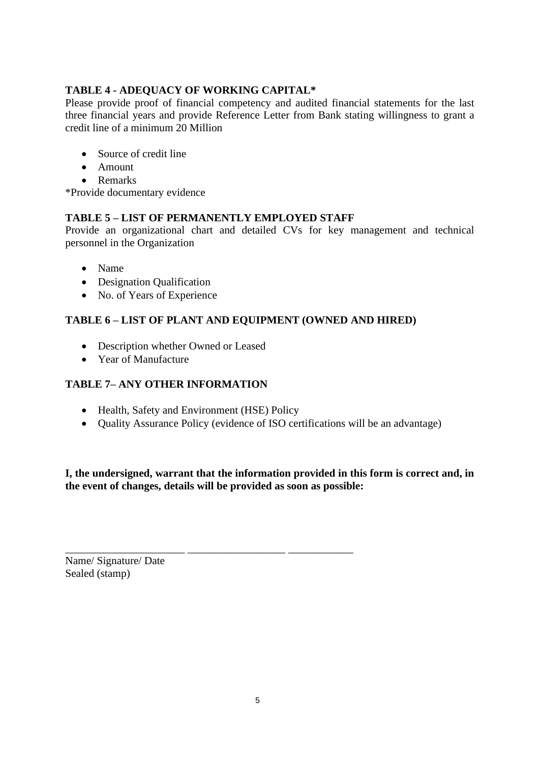**TABLE 4 - ADEQUACY OF WORKING CAPITAL***

Please provide proof of financial competency and audited financial statements for the last three financial years and provide Reference Letter from Bank stating willingness to grant a credit line of a minimum 20 Million

- Source of credit line
- Amount
- Remarks

*Provide documentary evidence

**TABLE 5 – LIST OF PERMANENTLY EMPLOYED STAFF**

Provide an organizational chart and detailed CVs for key management and technical personnel in the Organization

- Name
- Designation Qualification
- No. of Years of Experience

**TABLE 6 – LIST OF PLANT AND EQUIPMENT (OWNED AND HIRED)**

- Description whether Owned or Leased
- Year of Manufacture

**TABLE 7– ANY OTHER INFORMATION**

- Health, Safety and Environment (HSE) Policy
- Quality Assurance Policy (evidence of ISO certifications will be an advantage)

**I, the undersigned, warrant that the information provided in this form is correct and, in the event of changes, details will be provided as soon as possible:**

______________________ __________________ ____________

Name/ Signature/ Date

Sealed (stamp)